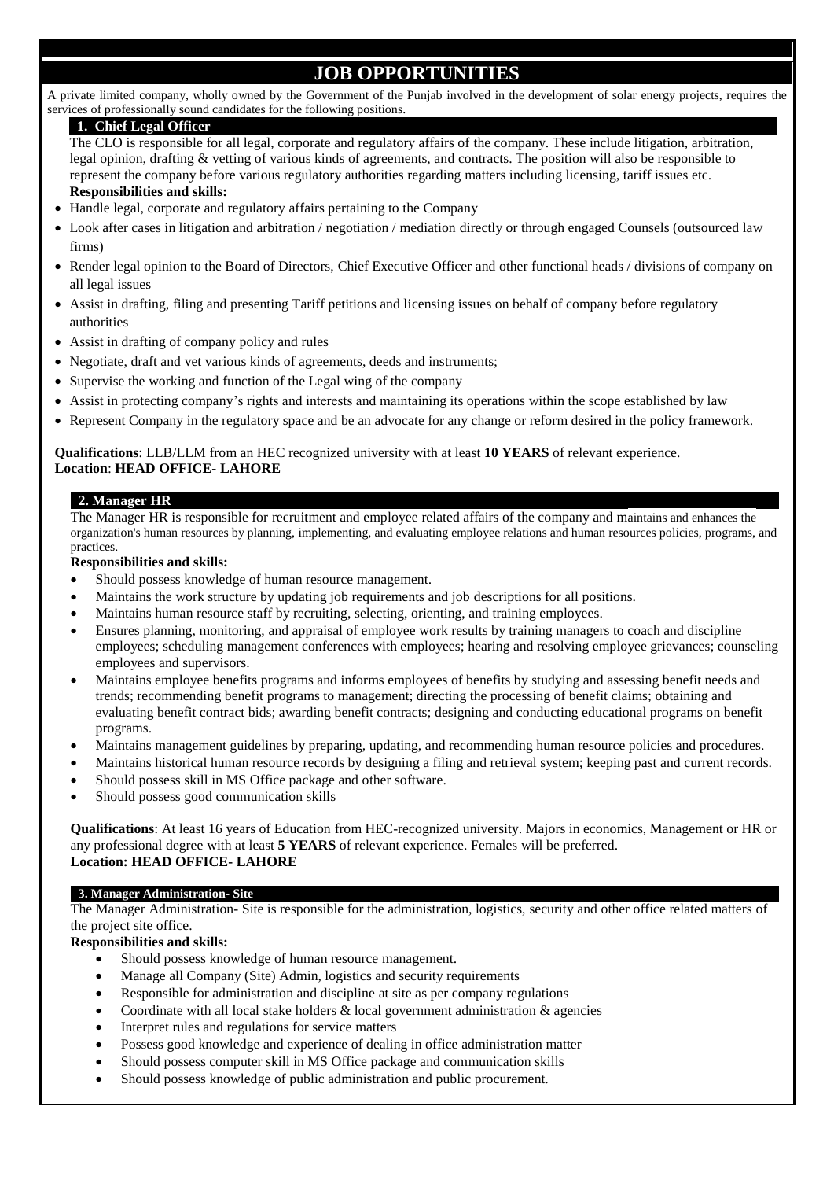# JOB OPPORTUNITIES

A private limited company, wholly owned by the Government of the Punjab involved in the development of solar energy projects, requires the services of professionally sound candidates for the following positions.

## 1. Chief Legal Officer

The CLO is responsible for all legal, corporate and regulatory affairs of the company. These include litigation, arbitration, legal opinion, drafting & vetting of various kinds of agreements, and contracts. The position will also be responsible to represent the company before various regulatory authorities regarding matters including licensing, tariff issues etc.

**Responsibilities and skills:**

- Handle legal, corporate and regulatory affairs pertaining to the Company
- Look after cases in litigation and arbitration / negotiation / mediation directly or through engaged Counsels (outsourced law firms)
- Render legal opinion to the Board of Directors, Chief Executive Officer and other functional heads / divisions of company on all legal issues
- Assist in drafting, filing and presenting Tariff petitions and licensing issues on behalf of company before regulatory authorities
- Assist in drafting of company policy and rules
- Negotiate, draft and vet various kinds of agreements, deeds and instruments;
- Supervise the working and function of the Legal wing of the company
- Assist in protecting company's rights and interests and maintaining its operations within the scope established by law
- Represent Company in the regulatory space and be an advocate for any change or reform desired in the policy framework.

**Qualifications**: LLB/LLM from an HEC recognized university with at least **10 YEARS** of relevant experience.
**Location**: **HEAD OFFICE- LAHORE**

## 2. Manager HR

The Manager HR is responsible for recruitment and employee related affairs of the company and maintains and enhances the organization's human resources by planning, implementing, and evaluating employee relations and human resources policies, programs, and practices.

**Responsibilities and skills:**

- Should possess knowledge of human resource management.
- Maintains the work structure by updating job requirements and job descriptions for all positions.
- Maintains human resource staff by recruiting, selecting, orienting, and training employees.
- Ensures planning, monitoring, and appraisal of employee work results by training managers to coach and discipline employees; scheduling management conferences with employees; hearing and resolving employee grievances; counseling employees and supervisors.
- Maintains employee benefits programs and informs employees of benefits by studying and assessing benefit needs and trends; recommending benefit programs to management; directing the processing of benefit claims; obtaining and evaluating benefit contract bids; awarding benefit contracts; designing and conducting educational programs on benefit programs.
- Maintains management guidelines by preparing, updating, and recommending human resource policies and procedures.
- Maintains historical human resource records by designing a filing and retrieval system; keeping past and current records.
- Should possess skill in MS Office package and other software.
- Should possess good communication skills

**Qualifications**: At least 16 years of Education from HEC-recognized university. Majors in economics, Management or HR or any professional degree with at least **5 YEARS** of relevant experience. Females will be preferred.
**Location: HEAD OFFICE- LAHORE**

## 3. Manager Administration- Site

The Manager Administration- Site is responsible for the administration, logistics, security and other office related matters of the project site office.

**Responsibilities and skills:**

- Should possess knowledge of human resource management.
- Manage all Company (Site) Admin, logistics and security requirements
- Responsible for administration and discipline at site as per company regulations
- Coordinate with all local stake holders & local government administration & agencies
- Interpret rules and regulations for service matters
- Possess good knowledge and experience of dealing in office administration matter
- Should possess computer skill in MS Office package and communication skills
- Should possess knowledge of public administration and public procurement.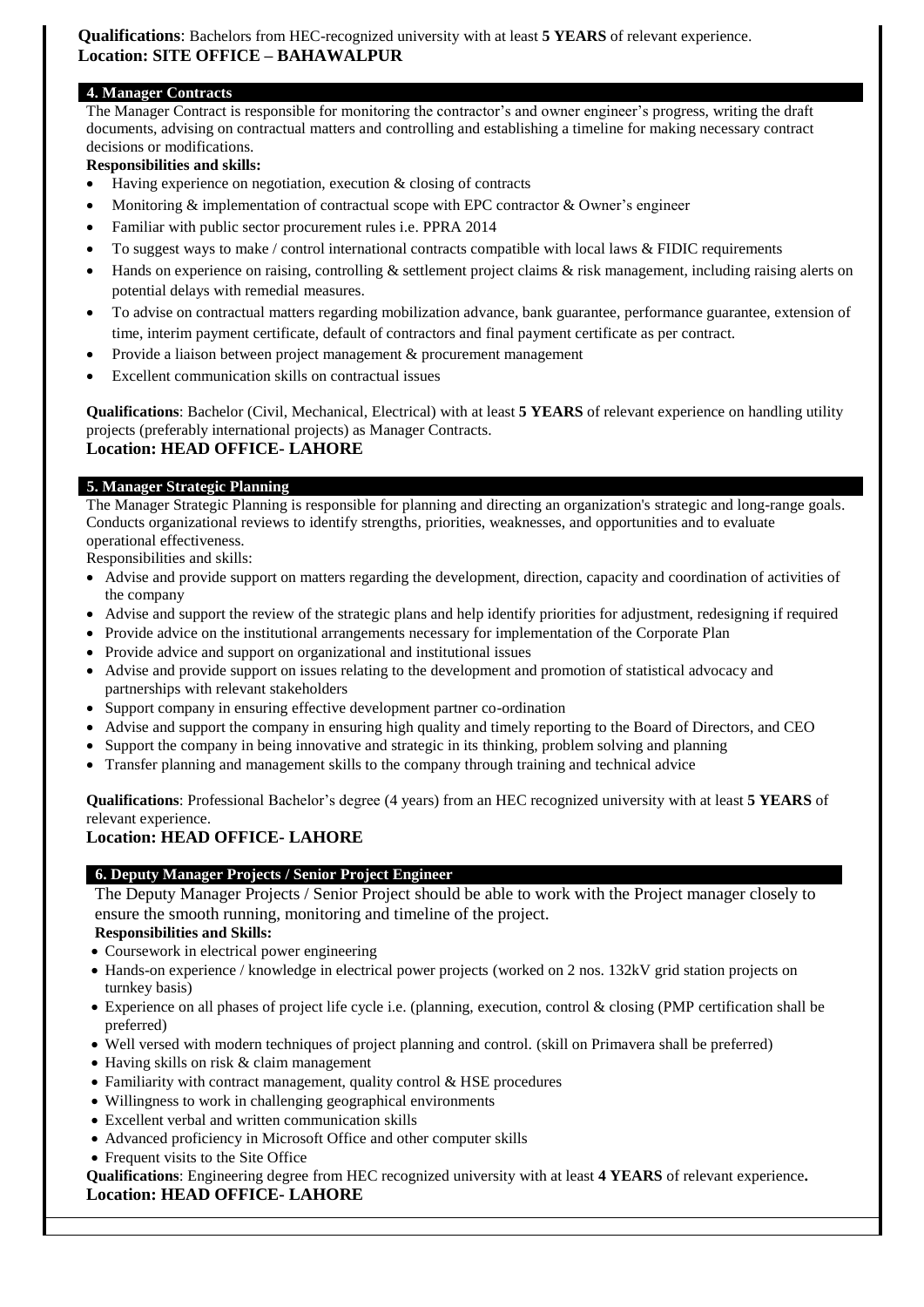**Qualifications**: Bachelors from HEC-recognized university with at least **5 YEARS** of relevant experience.
**Location: SITE OFFICE – BAHAWALPUR**

### 4. Manager Contracts

The Manager Contract is responsible for monitoring the contractor's and owner engineer's progress, writing the draft documents, advising on contractual matters and controlling and establishing a timeline for making necessary contract decisions or modifications.

**Responsibilities and skills:**

- Having experience on negotiation, execution & closing of contracts
- Monitoring & implementation of contractual scope with EPC contractor & Owner's engineer
- Familiar with public sector procurement rules i.e. PPRA 2014
- To suggest ways to make / control international contracts compatible with local laws & FIDIC requirements
- Hands on experience on raising, controlling & settlement project claims & risk management, including raising alerts on potential delays with remedial measures.
- To advise on contractual matters regarding mobilization advance, bank guarantee, performance guarantee, extension of time, interim payment certificate, default of contractors and final payment certificate as per contract.
- Provide a liaison between project management & procurement management
- Excellent communication skills on contractual issues

**Qualifications**: Bachelor (Civil, Mechanical, Electrical) with at least **5 YEARS** of relevant experience on handling utility projects (preferably international projects) as Manager Contracts.
**Location: HEAD OFFICE- LAHORE**

### 5. Manager Strategic Planning

The Manager Strategic Planning is responsible for planning and directing an organization's strategic and long-range goals. Conducts organizational reviews to identify strengths, priorities, weaknesses, and opportunities and to evaluate operational effectiveness.

Responsibilities and skills:

- Advise and provide support on matters regarding the development, direction, capacity and coordination of activities of the company
- Advise and support the review of the strategic plans and help identify priorities for adjustment, redesigning if required
- Provide advice on the institutional arrangements necessary for implementation of the Corporate Plan
- Provide advice and support on organizational and institutional issues
- Advise and provide support on issues relating to the development and promotion of statistical advocacy and partnerships with relevant stakeholders
- Support company in ensuring effective development partner co-ordination
- Advise and support the company in ensuring high quality and timely reporting to the Board of Directors, and CEO
- Support the company in being innovative and strategic in its thinking, problem solving and planning
- Transfer planning and management skills to the company through training and technical advice

**Qualifications**: Professional Bachelor's degree (4 years) from an HEC recognized university with at least **5 YEARS** of relevant experience.
**Location: HEAD OFFICE- LAHORE**

### 6. Deputy Manager Projects / Senior Project Engineer

The Deputy Manager Projects / Senior Project should be able to work with the Project manager closely to ensure the smooth running, monitoring and timeline of the project.

**Responsibilities and Skills:**

- Coursework in electrical power engineering
- Hands-on experience / knowledge in electrical power projects (worked on 2 nos. 132kV grid station projects on turnkey basis)
- Experience on all phases of project life cycle i.e. (planning, execution, control & closing (PMP certification shall be preferred)
- Well versed with modern techniques of project planning and control. (skill on Primavera shall be preferred)
- Having skills on risk & claim management
- Familiarity with contract management, quality control & HSE procedures
- Willingness to work in challenging geographical environments
- Excellent verbal and written communication skills
- Advanced proficiency in Microsoft Office and other computer skills
- Frequent visits to the Site Office

**Qualifications**: Engineering degree from HEC recognized university with at least **4 YEARS** of relevant experience**.**
**Location: HEAD OFFICE- LAHORE**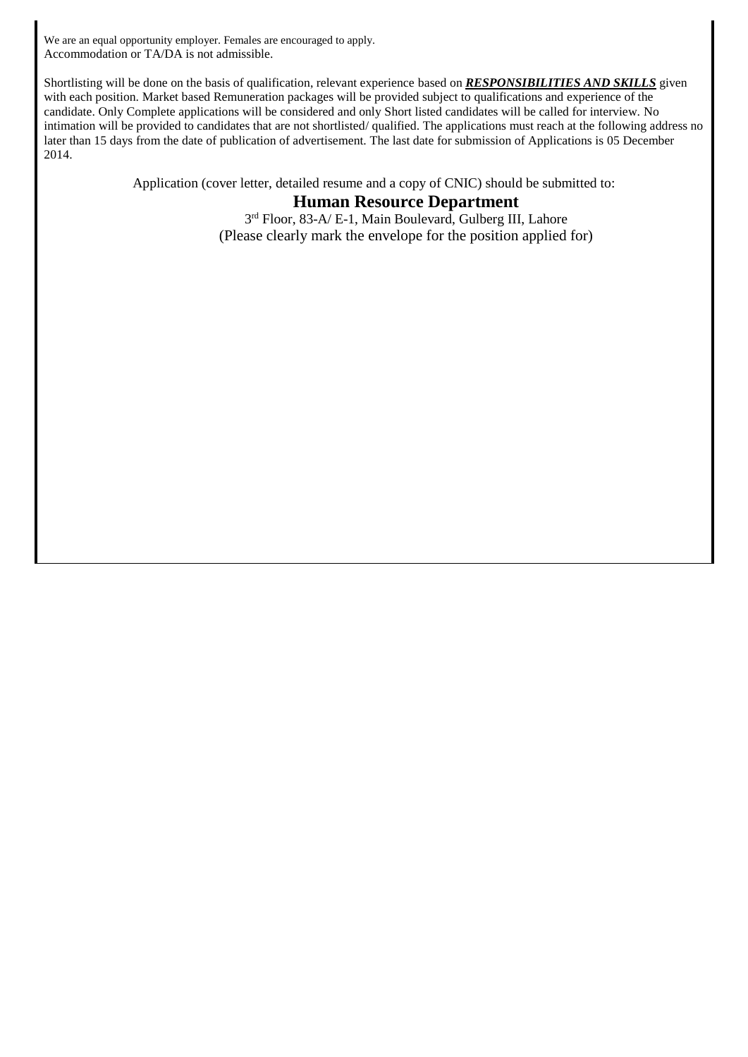We are an equal opportunity employer. Females are encouraged to apply.
Accommodation or TA/DA is not admissible.

Shortlisting will be done on the basis of qualification, relevant experience based on ***RESPONSIBILITIES AND SKILLS*** given with each position. Market based Remuneration packages will be provided subject to qualifications and experience of the candidate. Only Complete applications will be considered and only Short listed candidates will be called for interview. No intimation will be provided to candidates that are not shortlisted/ qualified. The applications must reach at the following address no later than 15 days from the date of publication of advertisement. The last date for submission of Applications is 05 December 2014.

Application (cover letter, detailed resume and a copy of CNIC) should be submitted to:

**Human Resource Department**

3rd Floor, 83-A/ E-1, Main Boulevard, Gulberg III, Lahore

(Please clearly mark the envelope for the position applied for)